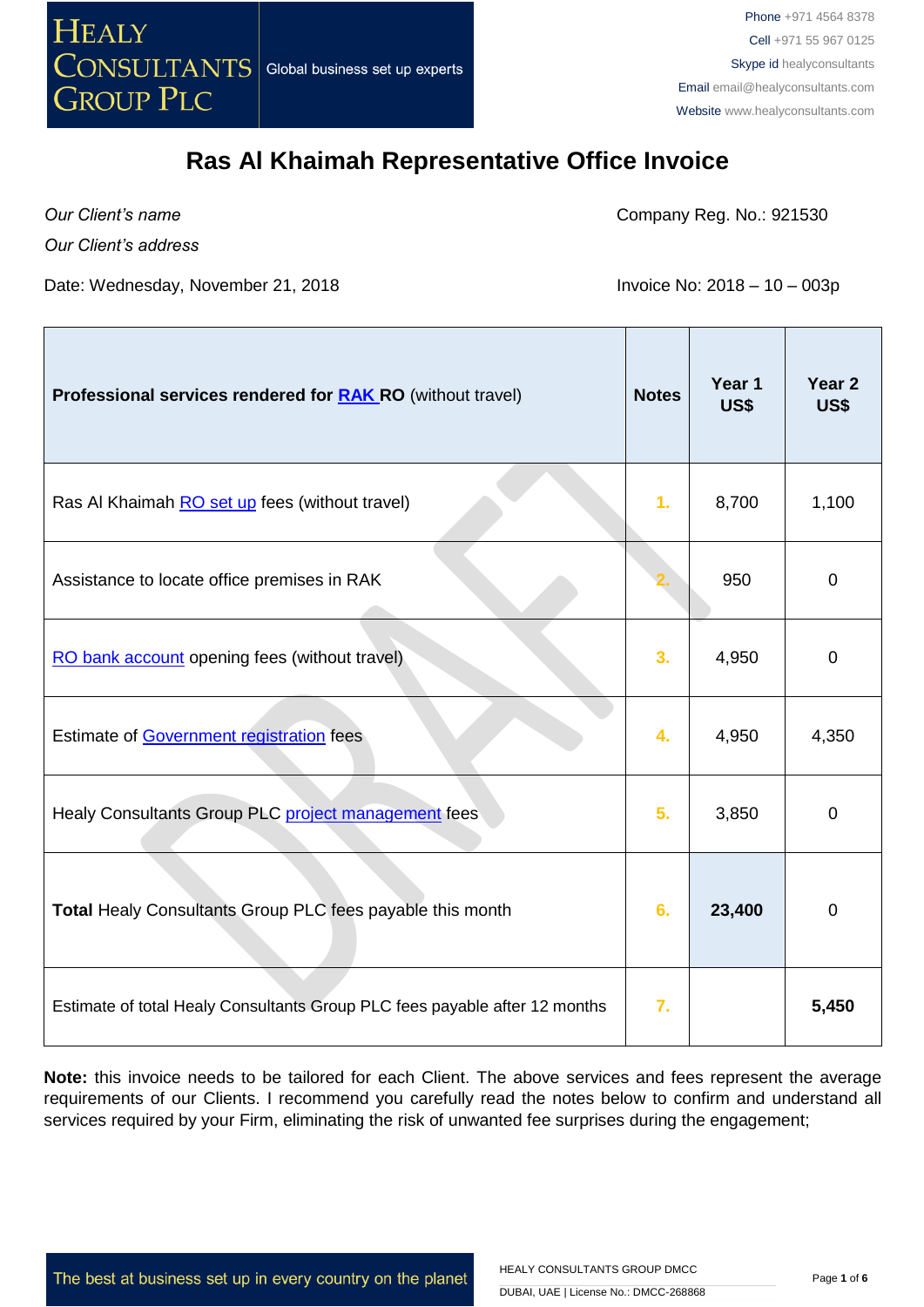HEALY CONSULTANTS GROUP PLC

Global business set up experts

Phone +971 4564 8378
Cell +971 55 967 0125
Skype id healyconsultants
Email email@healyconsultants.com
Website www.healyconsultants.com

# Ras Al Khaimah Representative Office Invoice

*Our Client's name*

*Our Client's address*

Company Reg. No.: 921530

Date: Wednesday, November 21, 2018

Invoice No: 2018 – 10 – 003p

| **Professional services rendered for RAK RO** (without travel) | **Notes** | **Year 1 US$** | **Year 2 US$** |
|---|---|---|---|
| Ras Al Khaimah RO set up fees (without travel) | 1. | 8,700 | 1,100 |
| Assistance to locate office premises in RAK | 2. | 950 | 0 |
| RO bank account opening fees (without travel) | 3. | 4,950 | 0 |
| Estimate of Government registration fees | 4. | 4,950 | 4,350 |
| Healy Consultants Group PLC project management fees | 5. | 3,850 | 0 |
| **Total** Healy Consultants Group PLC fees payable this month | 6. | **23,400** | 0 |
| Estimate of total Healy Consultants Group PLC fees payable after 12 months | 7. | | **5,450** |

**Note:** this invoice needs to be tailored for each Client. The above services and fees represent the average requirements of our Clients. I recommend you carefully read the notes below to confirm and understand all services required by your Firm, eliminating the risk of unwanted fee surprises during the engagement;

The best at business set up in every country on the planet

HEALY CONSULTANTS GROUP DMCC
DUBAI, UAE | License No.: DMCC-268868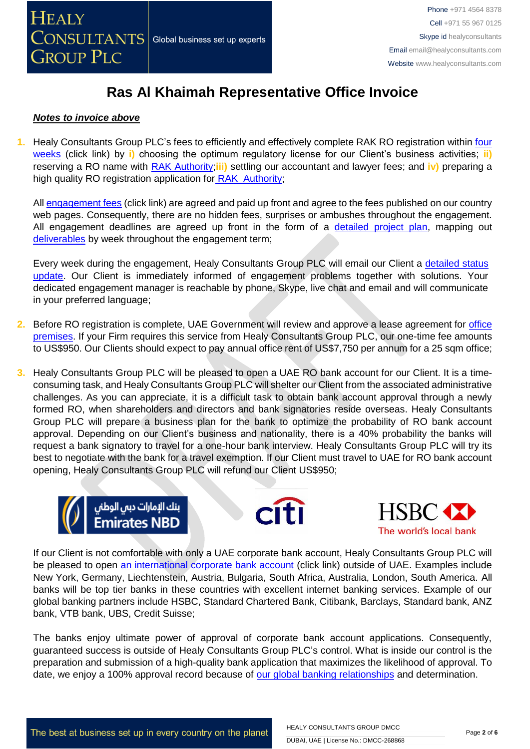# Ras Al Khaimah Representative Office Invoice

***Notes to invoice above***

1. Healy Consultants Group PLC's fees to efficiently and effectively complete RAK RO registration within four weeks (click link) by **i)** choosing the optimum regulatory license for our Client's business activities; **ii)** reserving a RO name with RAK Authority;**iii)** settling our accountant and lawyer fees; and **iv)** preparing a high quality RO registration application for RAK Authority;

   All engagement fees (click link) are agreed and paid up front and agree to the fees published on our country web pages. Consequently, there are no hidden fees, surprises or ambushes throughout the engagement. All engagement deadlines are agreed up front in the form of a detailed project plan, mapping out deliverables by week throughout the engagement term;

   Every week during the engagement, Healy Consultants Group PLC will email our Client a detailed status update. Our Client is immediately informed of engagement problems together with solutions. Your dedicated engagement manager is reachable by phone, Skype, live chat and email and will communicate in your preferred language;

2. Before RO registration is complete, UAE Government will review and approve a lease agreement for office premises. If your Firm requires this service from Healy Consultants Group PLC, our one-time fee amounts to US$950. Our Clients should expect to pay annual office rent of US$7,750 per annum for a 25 sqm office;

3. Healy Consultants Group PLC will be pleased to open a UAE RO bank account for our Client. It is a time-consuming task, and Healy Consultants Group PLC will shelter our Client from the associated administrative challenges. As you can appreciate, it is a difficult task to obtain bank account approval through a newly formed RO, when shareholders and directors and bank signatories reside overseas. Healy Consultants Group PLC will prepare a business plan for the bank to optimize the probability of RO bank account approval. Depending on our Client's business and nationality, there is a 40% probability the banks will request a bank signatory to travel for a one-hour bank interview. Healy Consultants Group PLC will try its best to negotiate with the bank for a travel exemption. If our Client must travel to UAE for RO bank account opening, Healy Consultants Group PLC will refund our Client US$950;

   If our Client is not comfortable with only a UAE corporate bank account, Healy Consultants Group PLC will be pleased to open an international corporate bank account (click link) outside of UAE. Examples include New York, Germany, Liechtenstein, Austria, Bulgaria, South Africa, Australia, London, South America. All banks will be top tier banks in these countries with excellent internet banking services. Example of our global banking partners include HSBC, Standard Chartered Bank, Citibank, Barclays, Standard bank, ANZ bank, VTB bank, UBS, Credit Suisse;

   The banks enjoy ultimate power of approval of corporate bank account applications. Consequently, guaranteed success is outside of Healy Consultants Group PLC's control. What is inside our control is the preparation and submission of a high-quality bank application that maximizes the likelihood of approval. To date, we enjoy a 100% approval record because of our global banking relationships and determination.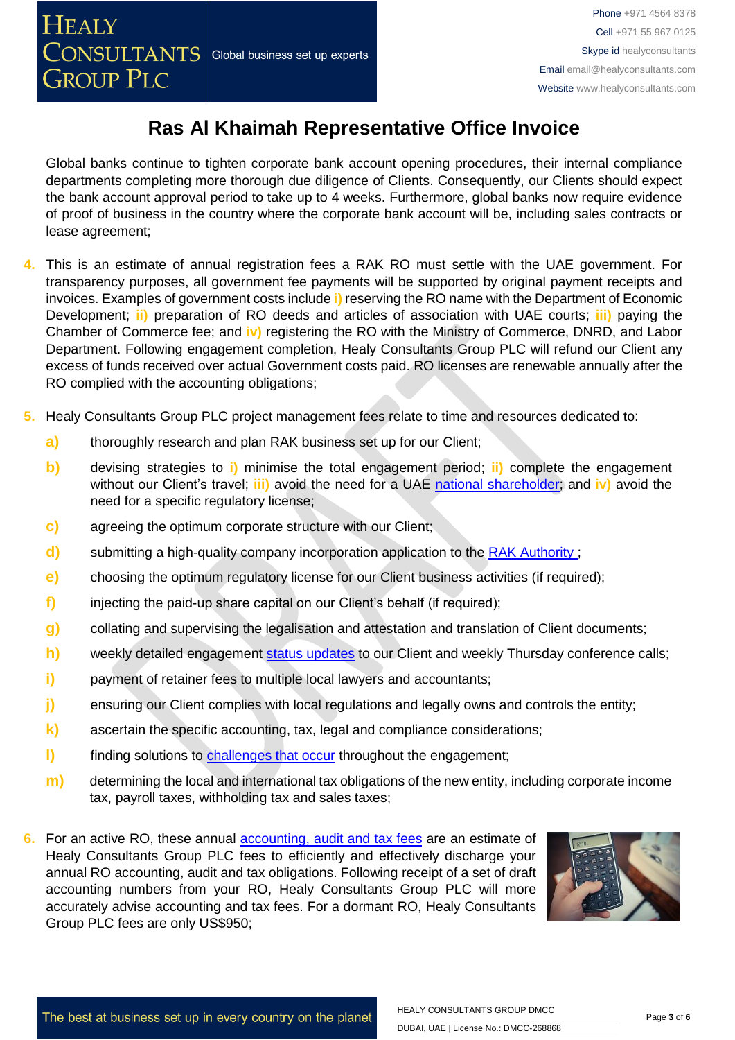# Ras Al Khaimah Representative Office Invoice

Global banks continue to tighten corporate bank account opening procedures, their internal compliance departments completing more thorough due diligence of Clients. Consequently, our Clients should expect the bank account approval period to take up to 4 weeks. Furthermore, global banks now require evidence of proof of business in the country where the corporate bank account will be, including sales contracts or lease agreement;

4. This is an estimate of annual registration fees a RAK RO must settle with the UAE government. For transparency purposes, all government fee payments will be supported by original payment receipts and invoices. Examples of government costs include **i)** reserving the RO name with the Department of Economic Development; **ii)** preparation of RO deeds and articles of association with UAE courts; **iii)** paying the Chamber of Commerce fee; and **iv)** registering the RO with the Ministry of Commerce, DNRD, and Labor Department. Following engagement completion, Healy Consultants Group PLC will refund our Client any excess of funds received over actual Government costs paid. RO licenses are renewable annually after the RO complied with the accounting obligations;

5. Healy Consultants Group PLC project management fees relate to time and resources dedicated to:

   **a)** thoroughly research and plan RAK business set up for our Client;

   **b)** devising strategies to **i)** minimise the total engagement period; **ii)** complete the engagement without our Client's travel; **iii)** avoid the need for a UAE national shareholder; and **iv)** avoid the need for a specific regulatory license;

   **c)** agreeing the optimum corporate structure with our Client;

   **d)** submitting a high-quality company incorporation application to the RAK Authority ;

   **e)** choosing the optimum regulatory license for our Client business activities (if required);

   **f)** injecting the paid-up share capital on our Client's behalf (if required);

   **g)** collating and supervising the legalisation and attestation and translation of Client documents;

   **h)** weekly detailed engagement status updates to our Client and weekly Thursday conference calls;

   **i)** payment of retainer fees to multiple local lawyers and accountants;

   **j)** ensuring our Client complies with local regulations and legally owns and controls the entity;

   **k)** ascertain the specific accounting, tax, legal and compliance considerations;

   **l)** finding solutions to challenges that occur throughout the engagement;

   **m)** determining the local and international tax obligations of the new entity, including corporate income tax, payroll taxes, withholding tax and sales taxes;

6. For an active RO, these annual accounting, audit and tax fees are an estimate of Healy Consultants Group PLC fees to efficiently and effectively discharge your annual RO accounting, audit and tax obligations. Following receipt of a set of draft accounting numbers from your RO, Healy Consultants Group PLC will more accurately advise accounting and tax fees. For a dormant RO, Healy Consultants Group PLC fees are only US$950;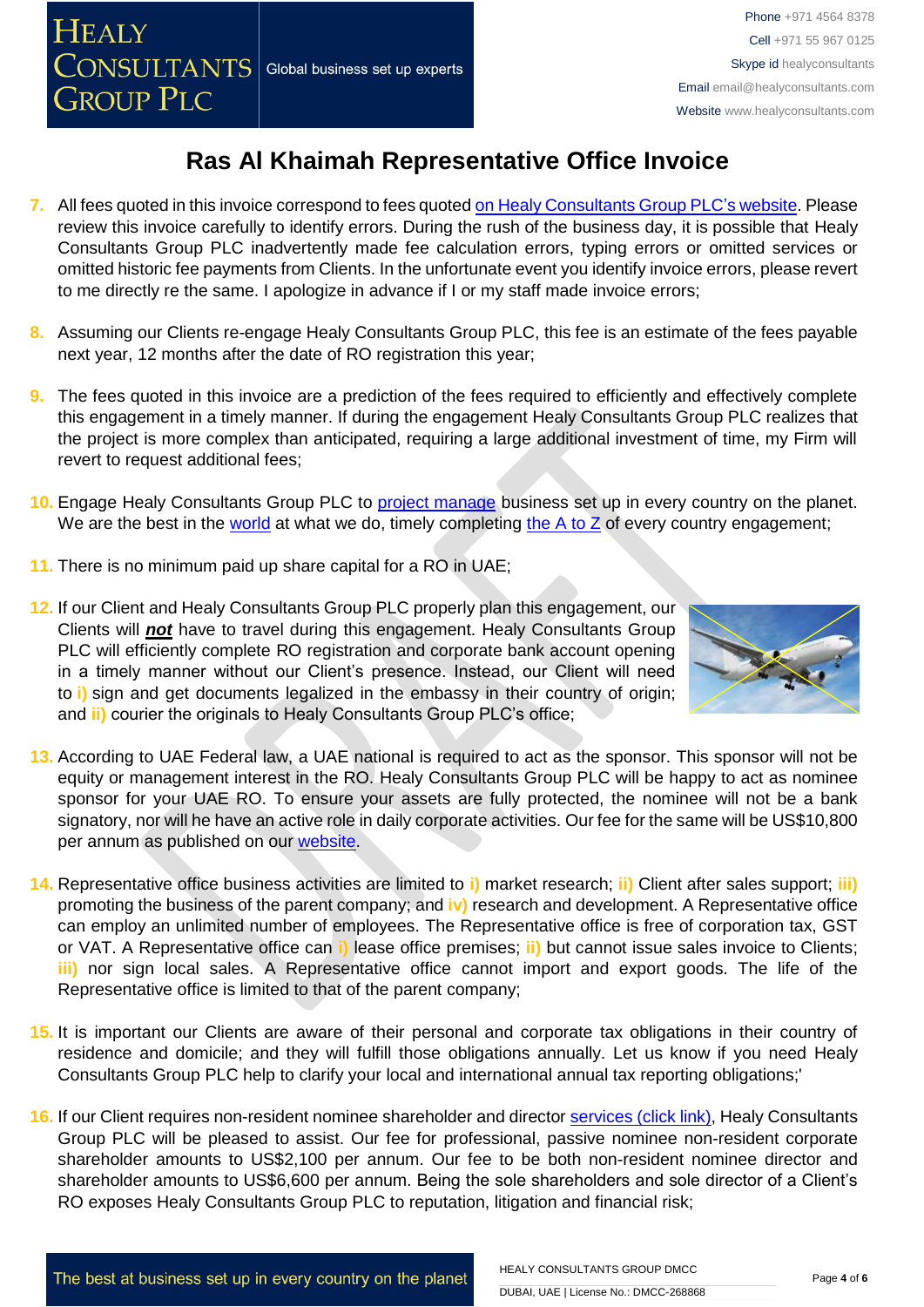# Ras Al Khaimah Representative Office Invoice

7. All fees quoted in this invoice correspond to fees quoted on Healy Consultants Group PLC's website. Please review this invoice carefully to identify errors. During the rush of the business day, it is possible that Healy Consultants Group PLC inadvertently made fee calculation errors, typing errors or omitted services or omitted historic fee payments from Clients. In the unfortunate event you identify invoice errors, please revert to me directly re the same. I apologize in advance if I or my staff made invoice errors;

8. Assuming our Clients re-engage Healy Consultants Group PLC, this fee is an estimate of the fees payable next year, 12 months after the date of RO registration this year;

9. The fees quoted in this invoice are a prediction of the fees required to efficiently and effectively complete this engagement in a timely manner. If during the engagement Healy Consultants Group PLC realizes that the project is more complex than anticipated, requiring a large additional investment of time, my Firm will revert to request additional fees;

10. Engage Healy Consultants Group PLC to project manage business set up in every country on the planet. We are the best in the world at what we do, timely completing the A to Z of every country engagement;

11. There is no minimum paid up share capital for a RO in UAE;

12. If our Client and Healy Consultants Group PLC properly plan this engagement, our Clients will ***not*** have to travel during this engagement. Healy Consultants Group PLC will efficiently complete RO registration and corporate bank account opening in a timely manner without our Client's presence. Instead, our Client will need to i) sign and get documents legalized in the embassy in their country of origin; and ii) courier the originals to Healy Consultants Group PLC's office;

13. According to UAE Federal law, a UAE national is required to act as the sponsor. This sponsor will not be equity or management interest in the RO. Healy Consultants Group PLC will be happy to act as nominee sponsor for your UAE RO. To ensure your assets are fully protected, the nominee will not be a bank signatory, nor will he have an active role in daily corporate activities. Our fee for the same will be US$10,800 per annum as published on our website.

14. Representative office business activities are limited to i) market research; ii) Client after sales support; iii) promoting the business of the parent company; and iv) research and development. A Representative office can employ an unlimited number of employees. The Representative office is free of corporation tax, GST or VAT. A Representative office can i) lease office premises; ii) but cannot issue sales invoice to Clients; iii) nor sign local sales. A Representative office cannot import and export goods. The life of the Representative office is limited to that of the parent company;

15. It is important our Clients are aware of their personal and corporate tax obligations in their country of residence and domicile; and they will fulfill those obligations annually. Let us know if you need Healy Consultants Group PLC help to clarify your local and international annual tax reporting obligations;'

16. If our Client requires non-resident nominee shareholder and director services (click link), Healy Consultants Group PLC will be pleased to assist. Our fee for professional, passive nominee non-resident corporate shareholder amounts to US$2,100 per annum. Our fee to be both non-resident nominee director and shareholder amounts to US$6,600 per annum. Being the sole shareholders and sole director of a Client's RO exposes Healy Consultants Group PLC to reputation, litigation and financial risk;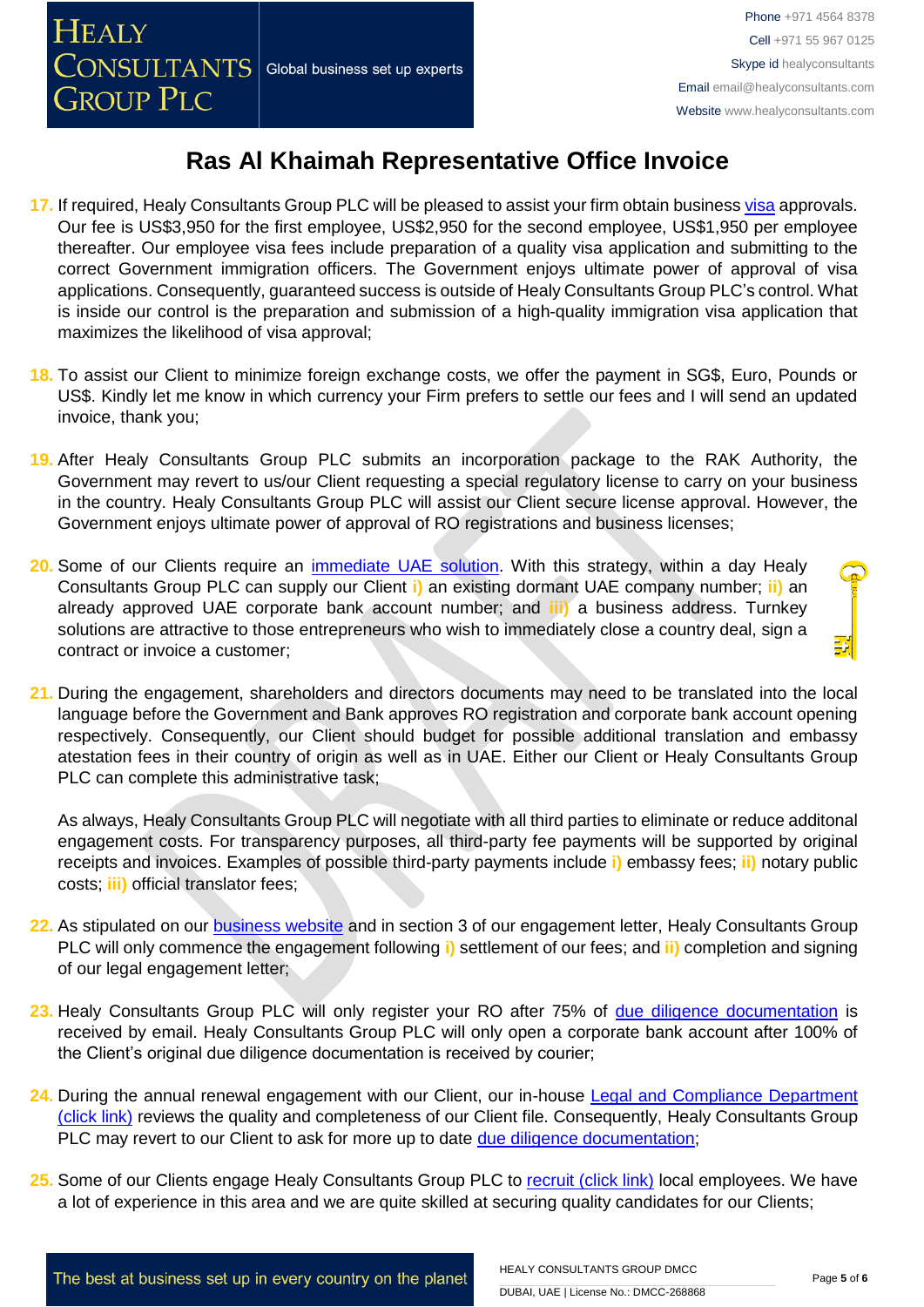# Ras Al Khaimah Representative Office Invoice

17. If required, Healy Consultants Group PLC will be pleased to assist your firm obtain business visa approvals. Our fee is US$3,950 for the first employee, US$2,950 for the second employee, US$1,950 per employee thereafter. Our employee visa fees include preparation of a quality visa application and submitting to the correct Government immigration officers. The Government enjoys ultimate power of approval of visa applications. Consequently, guaranteed success is outside of Healy Consultants Group PLC's control. What is inside our control is the preparation and submission of a high-quality immigration visa application that maximizes the likelihood of visa approval;

18. To assist our Client to minimize foreign exchange costs, we offer the payment in SG$, Euro, Pounds or US$. Kindly let me know in which currency your Firm prefers to settle our fees and I will send an updated invoice, thank you;

19. After Healy Consultants Group PLC submits an incorporation package to the RAK Authority, the Government may revert to us/our Client requesting a special regulatory license to carry on your business in the country. Healy Consultants Group PLC will assist our Client secure license approval. However, the Government enjoys ultimate power of approval of RO registrations and business licenses;

20. Some of our Clients require an immediate UAE solution. With this strategy, within a day Healy Consultants Group PLC can supply our Client **i)** an existing dormant UAE company number; **ii)** an already approved UAE corporate bank account number; and **iii)** a business address. Turnkey solutions are attractive to those entrepreneurs who wish to immediately close a country deal, sign a contract or invoice a customer;

21. During the engagement, shareholders and directors documents may need to be translated into the local language before the Government and Bank approves RO registration and corporate bank account opening respectively. Consequently, our Client should budget for possible additional translation and embassy atestation fees in their country of origin as well as in UAE. Either our Client or Healy Consultants Group PLC can complete this administrative task;

    As always, Healy Consultants Group PLC will negotiate with all third parties to eliminate or reduce additonal engagement costs. For transparency purposes, all third-party fee payments will be supported by original receipts and invoices. Examples of possible third-party payments include **i)** embassy fees; **ii)** notary public costs; **iii)** official translator fees;

22. As stipulated on our business website and in section 3 of our engagement letter, Healy Consultants Group PLC will only commence the engagement following **i)** settlement of our fees; and **ii)** completion and signing of our legal engagement letter;

23. Healy Consultants Group PLC will only register your RO after 75% of due diligence documentation is received by email. Healy Consultants Group PLC will only open a corporate bank account after 100% of the Client's original due diligence documentation is received by courier;

24. During the annual renewal engagement with our Client, our in-house Legal and Compliance Department (click link) reviews the quality and completeness of our Client file. Consequently, Healy Consultants Group PLC may revert to our Client to ask for more up to date due diligence documentation;

25. Some of our Clients engage Healy Consultants Group PLC to recruit (click link) local employees. We have a lot of experience in this area and we are quite skilled at securing quality candidates for our Clients;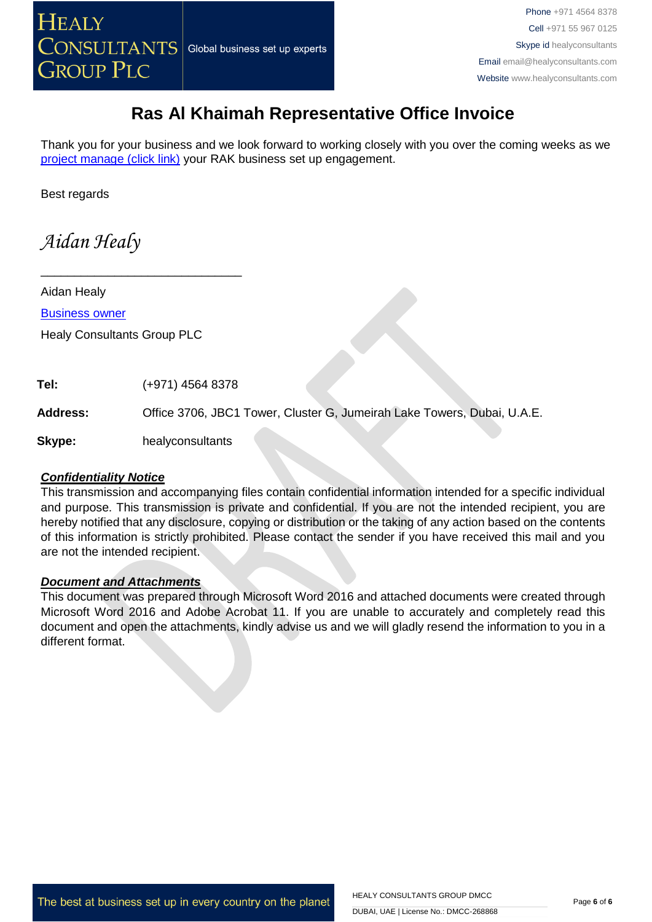# Ras Al Khaimah Representative Office Invoice

Thank you for your business and we look forward to working closely with you over the coming weeks as we project manage (click link) your RAK business set up engagement.

Best regards

*Aidan Healy*

\_\_\_\_\_\_\_\_\_\_\_\_\_\_\_\_\_\_\_\_\_\_\_\_\_\_\_\_\_\_

Aidan Healy

Business owner

Healy Consultants Group PLC

| | |
|---|---|
| **Tel:** | (+971) 4564 8378 |
| **Address:** | Office 3706, JBC1 Tower, Cluster G, Jumeirah Lake Towers, Dubai, U.A.E. |
| **Skype:** | healyconsultants |

***Confidentiality Notice***

This transmission and accompanying files contain confidential information intended for a specific individual and purpose. This transmission is private and confidential. If you are not the intended recipient, you are hereby notified that any disclosure, copying or distribution or the taking of any action based on the contents of this information is strictly prohibited. Please contact the sender if you have received this mail and you are not the intended recipient.

***Document and Attachments***

This document was prepared through Microsoft Word 2016 and attached documents were created through Microsoft Word 2016 and Adobe Acrobat 11. If you are unable to accurately and completely read this document and open the attachments, kindly advise us and we will gladly resend the information to you in a different format.